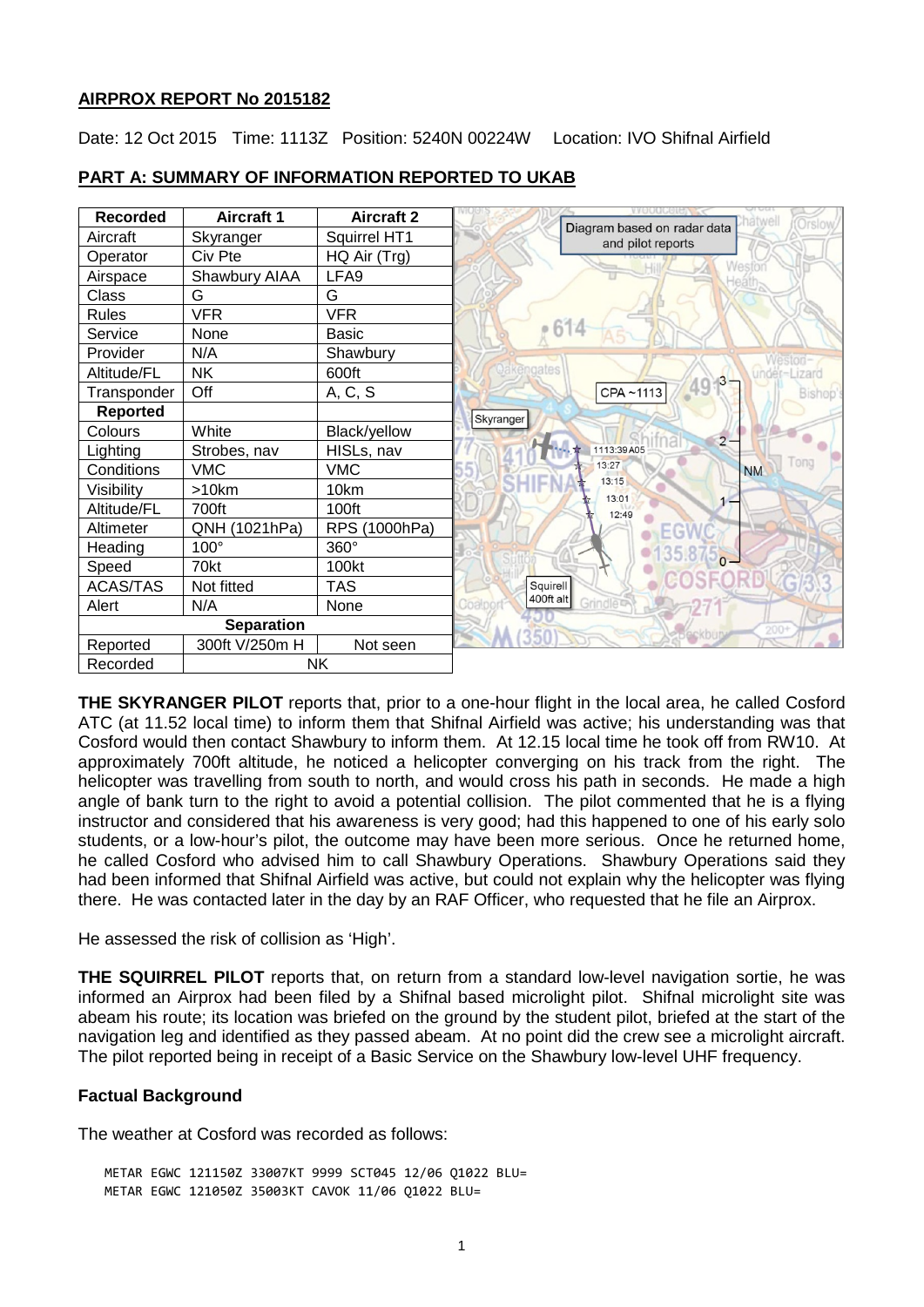**AIRPROX REPORT No 2015182**

Date: 12 Oct 2015 Time: 1113Z Position: 5240N 00224W Location: IVO Shifnal Airfield

**PART A: SUMMARY OF INFORMATION REPORTED TO UKAB**

| Recorded | Aircraft 1 | Aircraft 2 |
|---|---|---|
| Aircraft | Skyranger | Squirrel HT1 |
| Operator | Civ Pte | HQ Air (Trg) |
| Airspace | Shawbury AIAA | LFA9 |
| Class | G | G |
| Rules | VFR | VFR |
| Service | None | Basic |
| Provider | N/A | Shawbury |
| Altitude/FL | NK | 600ft |
| Transponder | Off | A, C, S |
| **Reported** | | |
| Colours | White | Black/yellow |
| Lighting | Strobes, nav | HISLs, nav |
| Conditions | VMC | VMC |
| Visibility | >10km | 10km |
| Altitude/FL | 700ft | 100ft |
| Altimeter | QNH (1021hPa) | RPS (1000hPa) |
| Heading | 100° | 360° |
| Speed | 70kt | 100kt |
| ACAS/TAS | Not fitted | TAS |
| Alert | N/A | None |
| **Separation** | | |
| Reported | 300ft V/250m H | Not seen |
| Recorded | NK | |

Diagram based on radar data and pilot reports

**THE SKYRANGER PILOT** reports that, prior to a one-hour flight in the local area, he called Cosford ATC (at 11.52 local time) to inform them that Shifnal Airfield was active; his understanding was that Cosford would then contact Shawbury to inform them. At 12.15 local time he took off from RW10. At approximately 700ft altitude, he noticed a helicopter converging on his track from the right. The helicopter was travelling from south to north, and would cross his path in seconds. He made a high angle of bank turn to the right to avoid a potential collision. The pilot commented that he is a flying instructor and considered that his awareness is very good; had this happened to one of his early solo students, or a low-hour's pilot, the outcome may have been more serious. Once he returned home, he called Cosford who advised him to call Shawbury Operations. Shawbury Operations said they had been informed that Shifnal Airfield was active, but could not explain why the helicopter was flying there. He was contacted later in the day by an RAF Officer, who requested that he file an Airprox.

He assessed the risk of collision as 'High'.

**THE SQUIRREL PILOT** reports that, on return from a standard low-level navigation sortie, he was informed an Airprox had been filed by a Shifnal based microlight pilot. Shifnal microlight site was abeam his route; its location was briefed on the ground by the student pilot, briefed at the start of the navigation leg and identified as they passed abeam. At no point did the crew see a microlight aircraft. The pilot reported being in receipt of a Basic Service on the Shawbury low-level UHF frequency.

**Factual Background**

The weather at Cosford was recorded as follows:

```
METAR EGWC 121150Z 33007KT 9999 SCT045 12/06 Q1022 BLU=
METAR EGWC 121050Z 35003KT CAVOK 11/06 Q1022 BLU=
```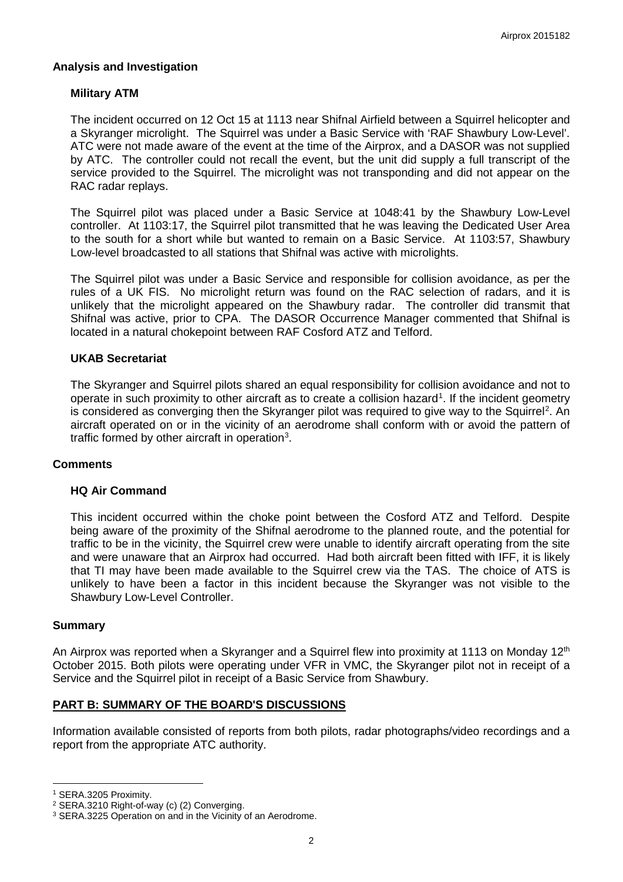### Analysis and Investigation

#### Military ATM

The incident occurred on 12 Oct 15 at 1113 near Shifnal Airfield between a Squirrel helicopter and a Skyranger microlight. The Squirrel was under a Basic Service with 'RAF Shawbury Low-Level'. ATC were not made aware of the event at the time of the Airprox, and a DASOR was not supplied by ATC. The controller could not recall the event, but the unit did supply a full transcript of the service provided to the Squirrel. The microlight was not transponding and did not appear on the RAC radar replays.

The Squirrel pilot was placed under a Basic Service at 1048:41 by the Shawbury Low-Level controller. At 1103:17, the Squirrel pilot transmitted that he was leaving the Dedicated User Area to the south for a short while but wanted to remain on a Basic Service. At 1103:57, Shawbury Low-level broadcasted to all stations that Shifnal was active with microlights.

The Squirrel pilot was under a Basic Service and responsible for collision avoidance, as per the rules of a UK FIS. No microlight return was found on the RAC selection of radars, and it is unlikely that the microlight appeared on the Shawbury radar. The controller did transmit that Shifnal was active, prior to CPA. The DASOR Occurrence Manager commented that Shifnal is located in a natural chokepoint between RAF Cosford ATZ and Telford.

#### UKAB Secretariat

The Skyranger and Squirrel pilots shared an equal responsibility for collision avoidance and not to operate in such proximity to other aircraft as to create a collision hazard[1]. If the incident geometry is considered as converging then the Skyranger pilot was required to give way to the Squirrel[2]. An aircraft operated on or in the vicinity of an aerodrome shall conform with or avoid the pattern of traffic formed by other aircraft in operation[3].

### Comments

#### HQ Air Command

This incident occurred within the choke point between the Cosford ATZ and Telford. Despite being aware of the proximity of the Shifnal aerodrome to the planned route, and the potential for traffic to be in the vicinity, the Squirrel crew were unable to identify aircraft operating from the site and were unaware that an Airprox had occurred. Had both aircraft been fitted with IFF, it is likely that TI may have been made available to the Squirrel crew via the TAS. The choice of ATS is unlikely to have been a factor in this incident because the Skyranger was not visible to the Shawbury Low-Level Controller.

### Summary

An Airprox was reported when a Skyranger and a Squirrel flew into proximity at 1113 on Monday 12th October 2015. Both pilots were operating under VFR in VMC, the Skyranger pilot not in receipt of a Service and the Squirrel pilot in receipt of a Basic Service from Shawbury.

## PART B: SUMMARY OF THE BOARD'S DISCUSSIONS

Information available consisted of reports from both pilots, radar photographs/video recordings and a report from the appropriate ATC authority.

---

[1] SERA.3205 Proximity.

[2] SERA.3210 Right-of-way (c) (2) Converging.

[3] SERA.3225 Operation on and in the Vicinity of an Aerodrome.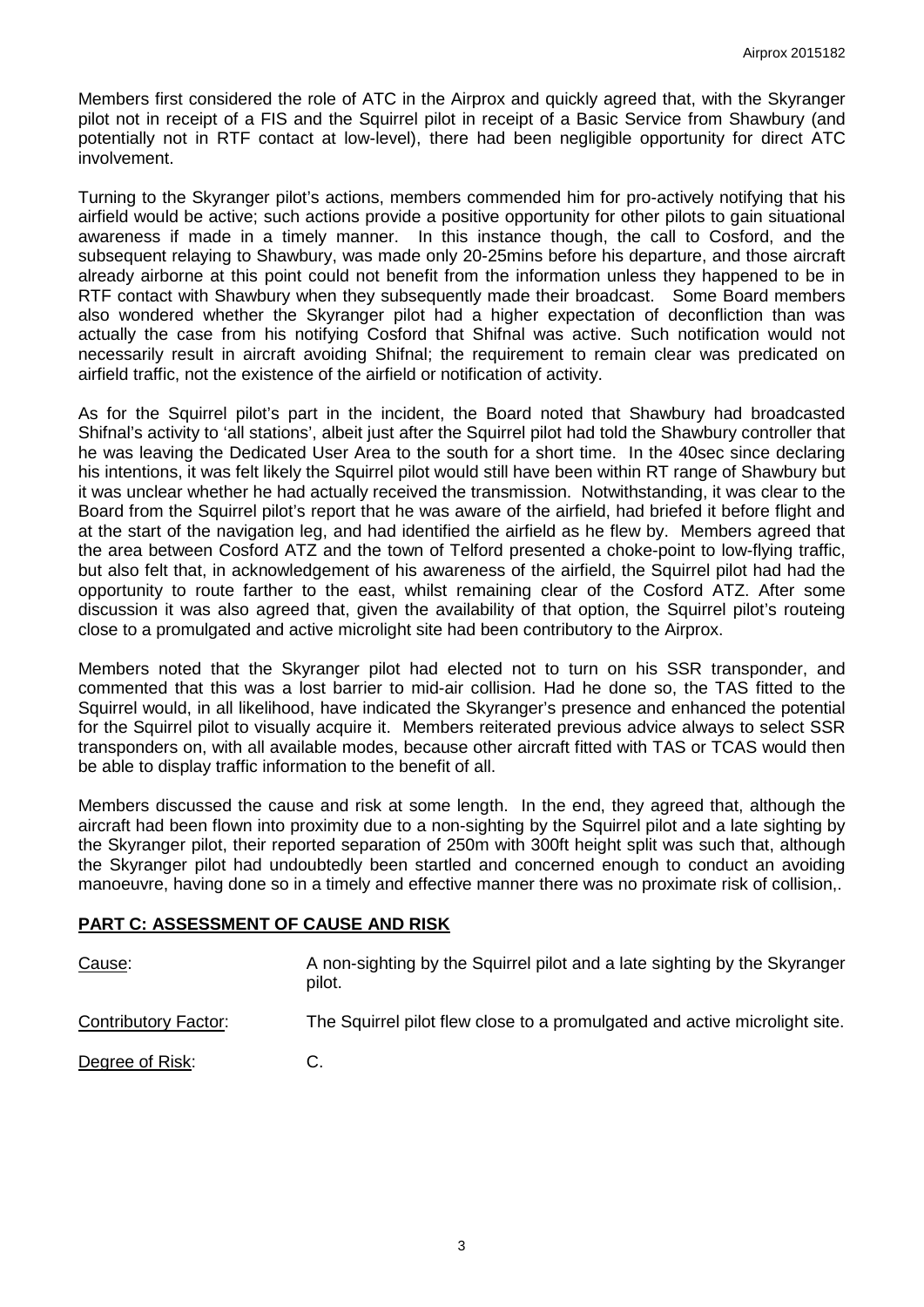Members first considered the role of ATC in the Airprox and quickly agreed that, with the Skyranger pilot not in receipt of a FIS and the Squirrel pilot in receipt of a Basic Service from Shawbury (and potentially not in RTF contact at low-level), there had been negligible opportunity for direct ATC involvement.

Turning to the Skyranger pilot's actions, members commended him for pro-actively notifying that his airfield would be active; such actions provide a positive opportunity for other pilots to gain situational awareness if made in a timely manner. In this instance though, the call to Cosford, and the subsequent relaying to Shawbury, was made only 20-25mins before his departure, and those aircraft already airborne at this point could not benefit from the information unless they happened to be in RTF contact with Shawbury when they subsequently made their broadcast. Some Board members also wondered whether the Skyranger pilot had a higher expectation of deconfliction than was actually the case from his notifying Cosford that Shifnal was active. Such notification would not necessarily result in aircraft avoiding Shifnal; the requirement to remain clear was predicated on airfield traffic, not the existence of the airfield or notification of activity.

As for the Squirrel pilot's part in the incident, the Board noted that Shawbury had broadcasted Shifnal's activity to 'all stations', albeit just after the Squirrel pilot had told the Shawbury controller that he was leaving the Dedicated User Area to the south for a short time. In the 40sec since declaring his intentions, it was felt likely the Squirrel pilot would still have been within RT range of Shawbury but it was unclear whether he had actually received the transmission. Notwithstanding, it was clear to the Board from the Squirrel pilot's report that he was aware of the airfield, had briefed it before flight and at the start of the navigation leg, and had identified the airfield as he flew by. Members agreed that the area between Cosford ATZ and the town of Telford presented a choke-point to low-flying traffic, but also felt that, in acknowledgement of his awareness of the airfield, the Squirrel pilot had had the opportunity to route farther to the east, whilst remaining clear of the Cosford ATZ. After some discussion it was also agreed that, given the availability of that option, the Squirrel pilot's routeing close to a promulgated and active microlight site had been contributory to the Airprox.

Members noted that the Skyranger pilot had elected not to turn on his SSR transponder, and commented that this was a lost barrier to mid-air collision. Had he done so, the TAS fitted to the Squirrel would, in all likelihood, have indicated the Skyranger's presence and enhanced the potential for the Squirrel pilot to visually acquire it. Members reiterated previous advice always to select SSR transponders on, with all available modes, because other aircraft fitted with TAS or TCAS would then be able to display traffic information to the benefit of all.

Members discussed the cause and risk at some length. In the end, they agreed that, although the aircraft had been flown into proximity due to a non-sighting by the Squirrel pilot and a late sighting by the Skyranger pilot, their reported separation of 250m with 300ft height split was such that, although the Skyranger pilot had undoubtedly been startled and concerned enough to conduct an avoiding manoeuvre, having done so in a timely and effective manner there was no proximate risk of collision,.

## PART C: ASSESSMENT OF CAUSE AND RISK

Cause: A non-sighting by the Squirrel pilot and a late sighting by the Skyranger pilot.

Contributory Factor: The Squirrel pilot flew close to a promulgated and active microlight site.

Degree of Risk: C.